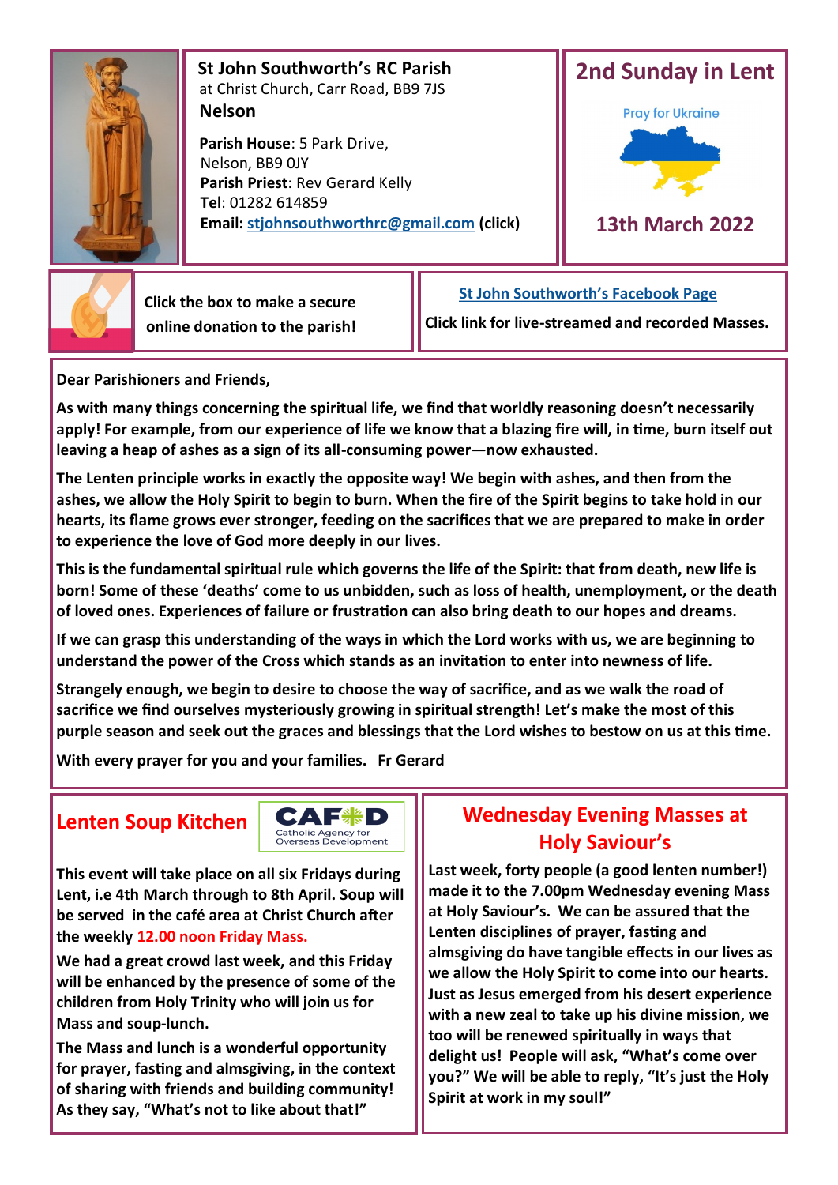## St John Southworth's RC Parish

at Christ Church, Carr Road, BB9 7JS

**Nelson**

**Parish House**: 5 Park Drive, Nelson, BB9 0JY

**Parish Priest**: Rev Gerard Kelly

**Tel**: 01282 614859

**Email: stjohnsouthworthrc@gmail.com (click)**

## 2nd Sunday in Lent

Pray for Ukraine

**13th March 2022**

Click the box to make a secure online donation to the parish!

**St John Southworth's Facebook Page**

Click link for live-streamed and recorded Masses.

**Dear Parishioners and Friends,**

**As with many things concerning the spiritual life, we find that worldly reasoning doesn't necessarily apply! For example, from our experience of life we know that a blazing fire will, in time, burn itself out leaving a heap of ashes as a sign of its all-consuming power—now exhausted.**

**The Lenten principle works in exactly the opposite way! We begin with ashes, and then from the ashes, we allow the Holy Spirit to begin to burn. When the fire of the Spirit begins to take hold in our hearts, its flame grows ever stronger, feeding on the sacrifices that we are prepared to make in order to experience the love of God more deeply in our lives.**

**This is the fundamental spiritual rule which governs the life of the Spirit: that from death, new life is born! Some of these 'deaths' come to us unbidden, such as loss of health, unemployment, or the death of loved ones. Experiences of failure or frustration can also bring death to our hopes and dreams.**

**If we can grasp this understanding of the ways in which the Lord works with us, we are beginning to understand the power of the Cross which stands as an invitation to enter into newness of life.**

**Strangely enough, we begin to desire to choose the way of sacrifice, and as we walk the road of sacrifice we find ourselves mysteriously growing in spiritual strength! Let's make the most of this purple season and seek out the graces and blessings that the Lord wishes to bestow on us at this time.**

**With every prayer for you and your families. Fr Gerard**

## Lenten Soup Kitchen

CAFOD Catholic Agency for Overseas Development

**This event will take place on all six Fridays during Lent, i.e 4th March through to 8th April. Soup will be served in the café area at Christ Church after the weekly 12.00 noon Friday Mass.**

**We had a great crowd last week, and this Friday will be enhanced by the presence of some of the children from Holy Trinity who will join us for Mass and soup-lunch.**

**The Mass and lunch is a wonderful opportunity for prayer, fasting and almsgiving, in the context of sharing with friends and building community! As they say, "What's not to like about that!"**

## Wednesday Evening Masses at Holy Saviour's

**Last week, forty people (a good lenten number!) made it to the 7.00pm Wednesday evening Mass at Holy Saviour's. We can be assured that the Lenten disciplines of prayer, fasting and almsgiving do have tangible effects in our lives as we allow the Holy Spirit to come into our hearts. Just as Jesus emerged from his desert experience with a new zeal to take up his divine mission, we too will be renewed spiritually in ways that delight us! People will ask, "What's come over you?" We will be able to reply, "It's just the Holy Spirit at work in my soul!"**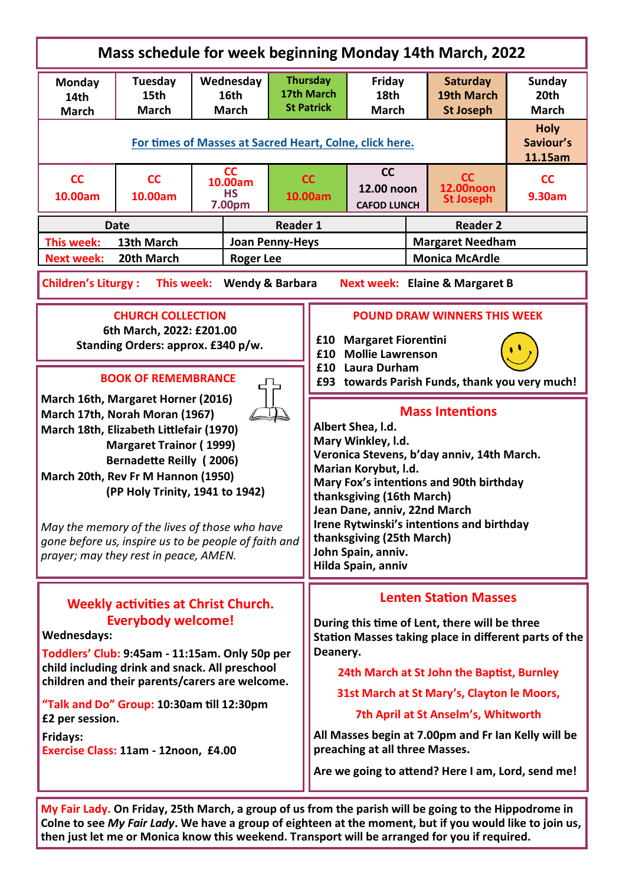# Mass schedule for week beginning Monday 14th March, 2022

| Monday 14th March | Tuesday 15th March | Wednesday 16th March | Thursday 17th March St Patrick | Friday 18th March | Saturday 19th March St Joseph | Sunday 20th March |
|---|---|---|---|---|---|---|
| For times of Masses at Sacred Heart, Colne, click here. | | | | | | Holy Saviour's 11.15am |
| CC 10.00am | CC 10.00am | CC 10.00am HS 7.00pm | CC 10.00am | CC 12.00 noon CAFOD LUNCH | CC 12.00noon St Joseph | CC 9.30am |

| Date | | Reader 1 | Reader 2 |
|---|---|---|---|
| This week: | 13th March | Joan Penny-Heys | Margaret Needham |
| Next week: | 20th March | Roger Lee | Monica McArdle |

**Children's Liturgy :** This week: Wendy & Barbara   Next week: Elaine & Margaret B

## CHURCH COLLECTION

6th March, 2022: £201.00
Standing Orders: approx. £340 p/w.

## POUND DRAW WINNERS THIS WEEK

£10 Margaret Fiorentini
£10 Mollie Lawrenson
£10 Laura Durham
£93 towards Parish Funds, thank you very much!

## BOOK OF REMEMBRANCE

March 16th, Margaret Horner (2016)
March 17th, Norah Moran (1967)
March 18th, Elizabeth Littlefair (1970)
Margaret Trainor ( 1999)
Bernadette Reilly ( 2006)
March 20th, Rev Fr M Hannon (1950)
(PP Holy Trinity, 1941 to 1942)

*May the memory of the lives of those who have gone before us, inspire us to be people of faith and prayer; may they rest in peace, AMEN.*

## Mass Intentions

Albert Shea, l.d.
Mary Winkley, l.d.
Veronica Stevens, b'day anniv, 14th March.
Marian Korybut, l.d.
Mary Fox's intentions and 90th birthday thanksgiving (16th March)
Jean Dane, anniv, 22nd March
Irene Rytwinski's intentions and birthday thanksgiving (25th March)
John Spain, anniv.
Hilda Spain, anniv

## Weekly activities at Christ Church. Everybody welcome!

Wednesdays:

Toddlers' Club: 9:45am - 11:15am. Only 50p per child including drink and snack. All preschool children and their parents/carers are welcome.

"Talk and Do" Group: 10:30am till 12:30pm £2 per session.

Fridays:
Exercise Class: 11am - 12noon, £4.00

## Lenten Station Masses

During this time of Lent, there will be three Station Masses taking place in different parts of the Deanery.

24th March at St John the Baptist, Burnley

31st March at St Mary's, Clayton le Moors,

7th April at St Anselm's, Whitworth

All Masses begin at 7.00pm and Fr Ian Kelly will be preaching at all three Masses.

Are we going to attend? Here I am, Lord, send me!

**My Fair Lady.** On Friday, 25th March, a group of us from the parish will be going to the Hippodrome in Colne to see *My Fair Lady*. We have a group of eighteen at the moment, but if you would like to join us, then just let me or Monica know this weekend. Transport will be arranged for you if required.